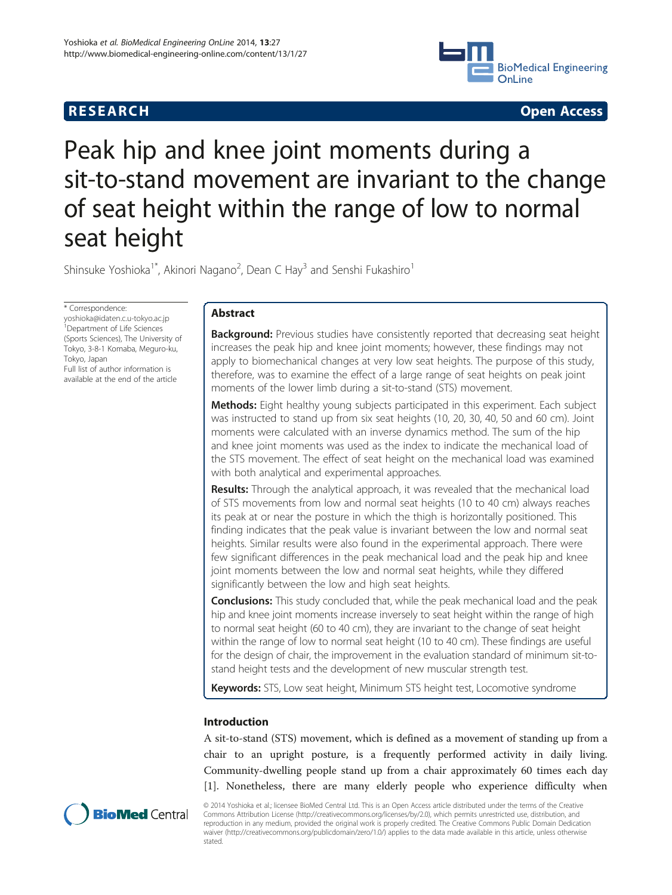RESEARCH Open Access

# Peak hip and knee joint moments during a sit-to-stand movement are invariant to the change of seat height within the range of low to normal seat height

Shinsuke Yoshioka[1*], Akinori Nagano[2], Dean C Hay[3] and Senshi Fukashiro[1]

* Correspondence: yoshioka@idaten.c.u-tokyo.ac.jp
[1]Department of Life Sciences (Sports Sciences), The University of Tokyo, 3-8-1 Komaba, Meguro-ku, Tokyo, Japan
Full list of author information is available at the end of the article

## Abstract

**Background:** Previous studies have consistently reported that decreasing seat height increases the peak hip and knee joint moments; however, these findings may not apply to biomechanical changes at very low seat heights. The purpose of this study, therefore, was to examine the effect of a large range of seat heights on peak joint moments of the lower limb during a sit-to-stand (STS) movement.

**Methods:** Eight healthy young subjects participated in this experiment. Each subject was instructed to stand up from six seat heights (10, 20, 30, 40, 50 and 60 cm). Joint moments were calculated with an inverse dynamics method. The sum of the hip and knee joint moments was used as the index to indicate the mechanical load of the STS movement. The effect of seat height on the mechanical load was examined with both analytical and experimental approaches.

**Results:** Through the analytical approach, it was revealed that the mechanical load of STS movements from low and normal seat heights (10 to 40 cm) always reaches its peak at or near the posture in which the thigh is horizontally positioned. This finding indicates that the peak value is invariant between the low and normal seat heights. Similar results were also found in the experimental approach. There were few significant differences in the peak mechanical load and the peak hip and knee joint moments between the low and normal seat heights, while they differed significantly between the low and high seat heights.

**Conclusions:** This study concluded that, while the peak mechanical load and the peak hip and knee joint moments increase inversely to seat height within the range of high to normal seat height (60 to 40 cm), they are invariant to the change of seat height within the range of low to normal seat height (10 to 40 cm). These findings are useful for the design of chair, the improvement in the evaluation standard of minimum sit-to-stand height tests and the development of new muscular strength test.

**Keywords:** STS, Low seat height, Minimum STS height test, Locomotive syndrome

## Introduction

A sit-to-stand (STS) movement, which is defined as a movement of standing up from a chair to an upright posture, is a frequently performed activity in daily living. Community-dwelling people stand up from a chair approximately 60 times each day [1]. Nonetheless, there are many elderly people who experience difficulty when

© 2014 Yoshioka et al.; licensee BioMed Central Ltd. This is an Open Access article distributed under the terms of the Creative Commons Attribution License (http://creativecommons.org/licenses/by/2.0), which permits unrestricted use, distribution, and reproduction in any medium, provided the original work is properly credited. The Creative Commons Public Domain Dedication waiver (http://creativecommons.org/publicdomain/zero/1.0/) applies to the data made available in this article, unless otherwise stated.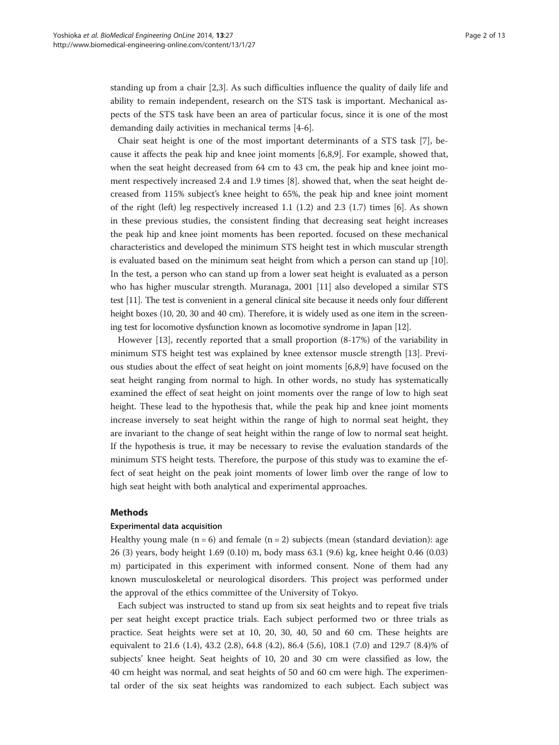standing up from a chair [2,3]. As such difficulties influence the quality of daily life and ability to remain independent, research on the STS task is important. Mechanical aspects of the STS task have been an area of particular focus, since it is one of the most demanding daily activities in mechanical terms [4-6].

Chair seat height is one of the most important determinants of a STS task [7], because it affects the peak hip and knee joint moments [6,8,9]. For example, showed that, when the seat height decreased from 64 cm to 43 cm, the peak hip and knee joint moment respectively increased 2.4 and 1.9 times [8]. showed that, when the seat height decreased from 115% subject's knee height to 65%, the peak hip and knee joint moment of the right (left) leg respectively increased 1.1 (1.2) and 2.3 (1.7) times [6]. As shown in these previous studies, the consistent finding that decreasing seat height increases the peak hip and knee joint moments has been reported. focused on these mechanical characteristics and developed the minimum STS height test in which muscular strength is evaluated based on the minimum seat height from which a person can stand up [10]. In the test, a person who can stand up from a lower seat height is evaluated as a person who has higher muscular strength. Muranaga, 2001 [11] also developed a similar STS test [11]. The test is convenient in a general clinical site because it needs only four different height boxes (10, 20, 30 and 40 cm). Therefore, it is widely used as one item in the screening test for locomotive dysfunction known as locomotive syndrome in Japan [12].

However [13], recently reported that a small proportion (8-17%) of the variability in minimum STS height test was explained by knee extensor muscle strength [13]. Previous studies about the effect of seat height on joint moments [6,8,9] have focused on the seat height ranging from normal to high. In other words, no study has systematically examined the effect of seat height on joint moments over the range of low to high seat height. These lead to the hypothesis that, while the peak hip and knee joint moments increase inversely to seat height within the range of high to normal seat height, they are invariant to the change of seat height within the range of low to normal seat height. If the hypothesis is true, it may be necessary to revise the evaluation standards of the minimum STS height tests. Therefore, the purpose of this study was to examine the effect of seat height on the peak joint moments of lower limb over the range of low to high seat height with both analytical and experimental approaches.

## Methods

### Experimental data acquisition

Healthy young male ($n = 6$) and female ($n = 2$) subjects (mean (standard deviation): age 26 (3) years, body height 1.69 (0.10) m, body mass 63.1 (9.6) kg, knee height 0.46 (0.03) m) participated in this experiment with informed consent. None of them had any known musculoskeletal or neurological disorders. This project was performed under the approval of the ethics committee of the University of Tokyo.

Each subject was instructed to stand up from six seat heights and to repeat five trials per seat height except practice trials. Each subject performed two or three trials as practice. Seat heights were set at 10, 20, 30, 40, 50 and 60 cm. These heights are equivalent to 21.6 (1.4), 43.2 (2.8), 64.8 (4.2), 86.4 (5.6), 108.1 (7.0) and 129.7 (8.4)% of subjects' knee height. Seat heights of 10, 20 and 30 cm were classified as low, the 40 cm height was normal, and seat heights of 50 and 60 cm were high. The experimental order of the six seat heights was randomized to each subject. Each subject was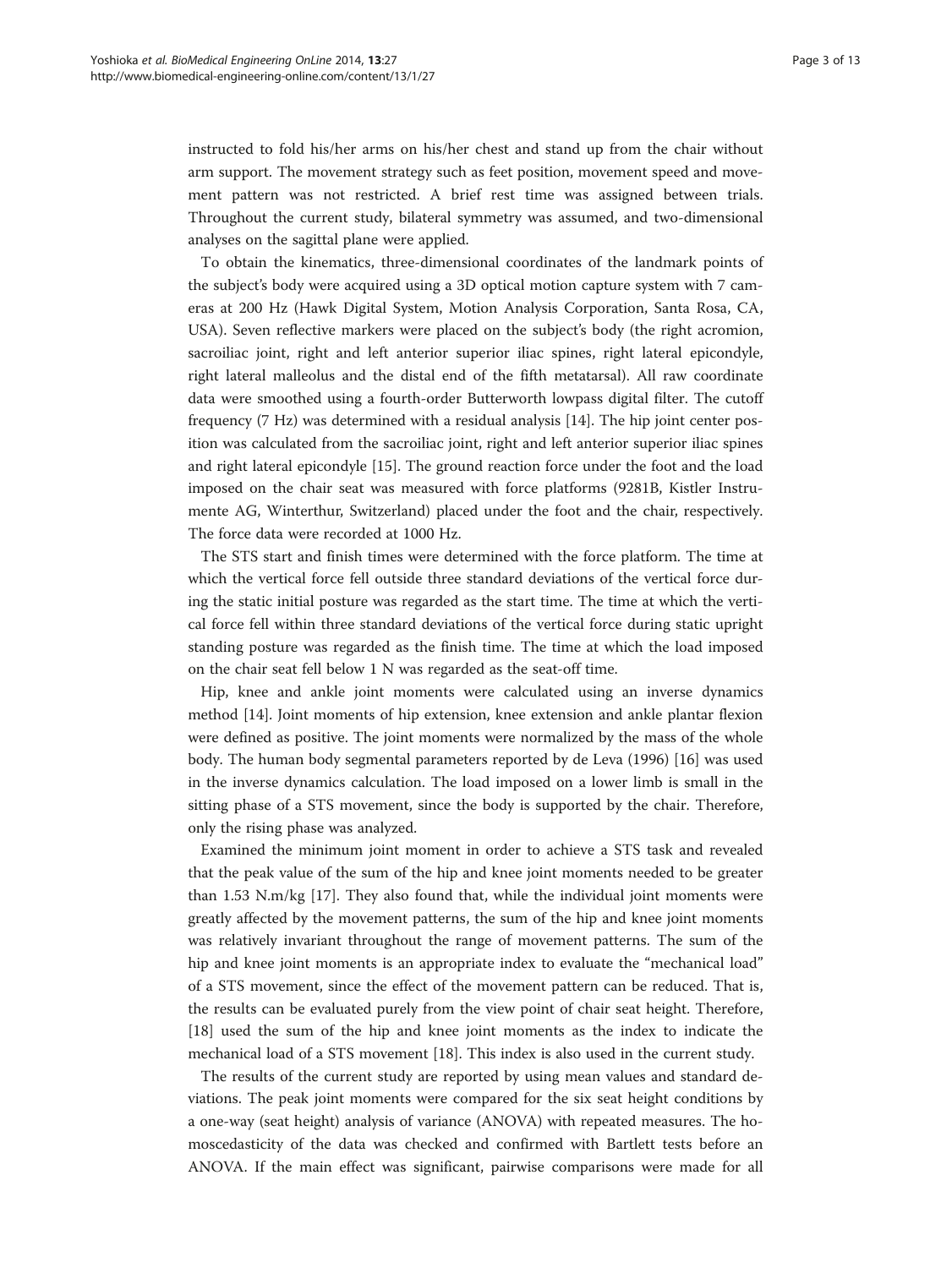instructed to fold his/her arms on his/her chest and stand up from the chair without arm support. The movement strategy such as feet position, movement speed and movement pattern was not restricted. A brief rest time was assigned between trials. Throughout the current study, bilateral symmetry was assumed, and two-dimensional analyses on the sagittal plane were applied.

To obtain the kinematics, three-dimensional coordinates of the landmark points of the subject's body were acquired using a 3D optical motion capture system with 7 cameras at 200 Hz (Hawk Digital System, Motion Analysis Corporation, Santa Rosa, CA, USA). Seven reflective markers were placed on the subject's body (the right acromion, sacroiliac joint, right and left anterior superior iliac spines, right lateral epicondyle, right lateral malleolus and the distal end of the fifth metatarsal). All raw coordinate data were smoothed using a fourth-order Butterworth lowpass digital filter. The cutoff frequency (7 Hz) was determined with a residual analysis [14]. The hip joint center position was calculated from the sacroiliac joint, right and left anterior superior iliac spines and right lateral epicondyle [15]. The ground reaction force under the foot and the load imposed on the chair seat was measured with force platforms (9281B, Kistler Instrumente AG, Winterthur, Switzerland) placed under the foot and the chair, respectively. The force data were recorded at 1000 Hz.

The STS start and finish times were determined with the force platform. The time at which the vertical force fell outside three standard deviations of the vertical force during the static initial posture was regarded as the start time. The time at which the vertical force fell within three standard deviations of the vertical force during static upright standing posture was regarded as the finish time. The time at which the load imposed on the chair seat fell below 1 N was regarded as the seat-off time.

Hip, knee and ankle joint moments were calculated using an inverse dynamics method [14]. Joint moments of hip extension, knee extension and ankle plantar flexion were defined as positive. The joint moments were normalized by the mass of the whole body. The human body segmental parameters reported by de Leva (1996) [16] was used in the inverse dynamics calculation. The load imposed on a lower limb is small in the sitting phase of a STS movement, since the body is supported by the chair. Therefore, only the rising phase was analyzed.

Examined the minimum joint moment in order to achieve a STS task and revealed that the peak value of the sum of the hip and knee joint moments needed to be greater than 1.53 N.m/kg [17]. They also found that, while the individual joint moments were greatly affected by the movement patterns, the sum of the hip and knee joint moments was relatively invariant throughout the range of movement patterns. The sum of the hip and knee joint moments is an appropriate index to evaluate the "mechanical load" of a STS movement, since the effect of the movement pattern can be reduced. That is, the results can be evaluated purely from the view point of chair seat height. Therefore, [18] used the sum of the hip and knee joint moments as the index to indicate the mechanical load of a STS movement [18]. This index is also used in the current study.

The results of the current study are reported by using mean values and standard deviations. The peak joint moments were compared for the six seat height conditions by a one-way (seat height) analysis of variance (ANOVA) with repeated measures. The homoscedasticity of the data was checked and confirmed with Bartlett tests before an ANOVA. If the main effect was significant, pairwise comparisons were made for all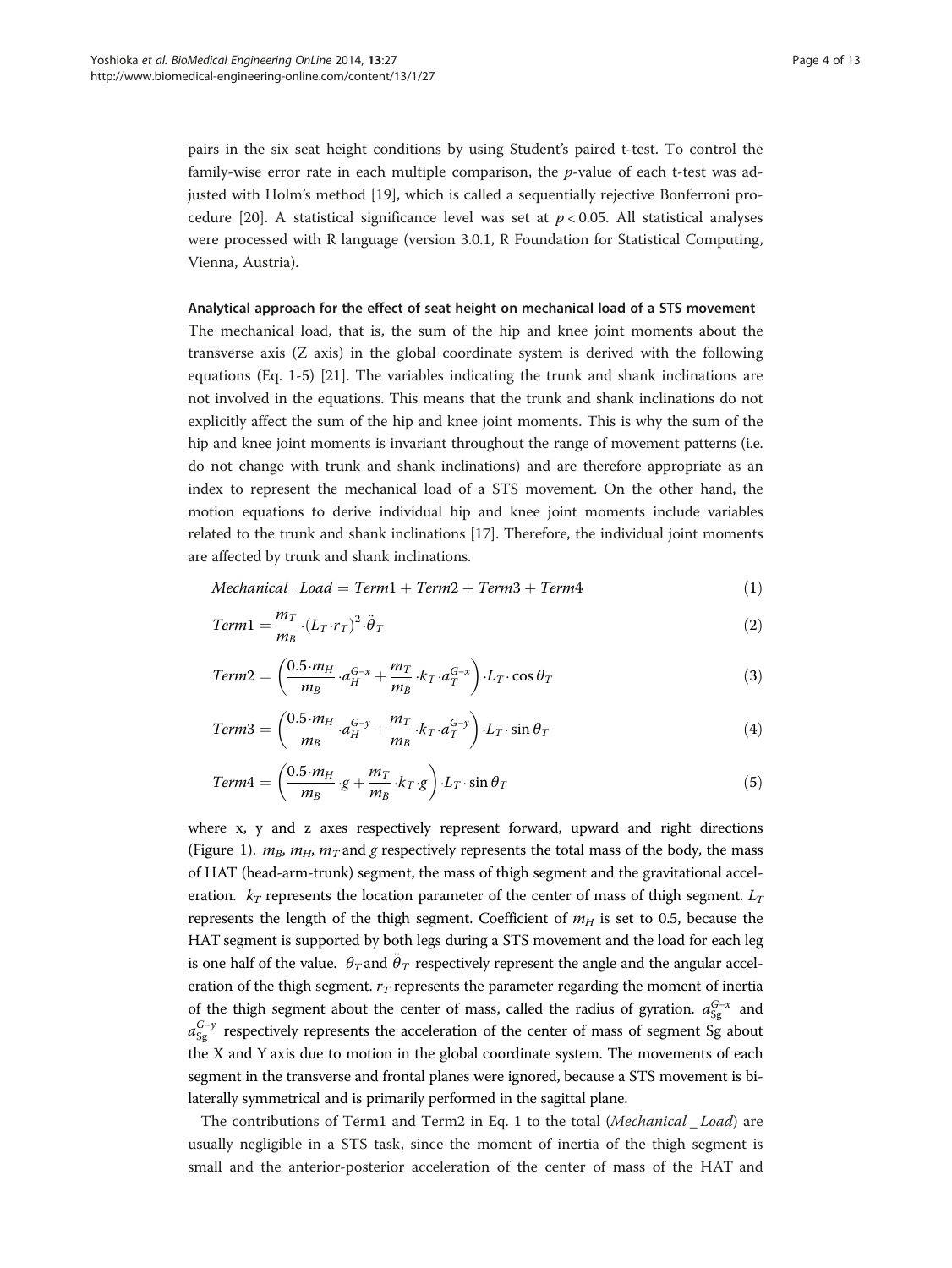pairs in the six seat height conditions by using Student's paired t-test. To control the family-wise error rate in each multiple comparison, the $p$-value of each t-test was adjusted with Holm's method [19], which is called a sequentially rejective Bonferroni procedure [20]. A statistical significance level was set at $p < 0.05$. All statistical analyses were processed with R language (version 3.0.1, R Foundation for Statistical Computing, Vienna, Austria).

#### Analytical approach for the effect of seat height on mechanical load of a STS movement

The mechanical load, that is, the sum of the hip and knee joint moments about the transverse axis (Z axis) in the global coordinate system is derived with the following equations (Eq. 1-5) [21]. The variables indicating the trunk and shank inclinations are not involved in the equations. This means that the trunk and shank inclinations do not explicitly affect the sum of the hip and knee joint moments. This is why the sum of the hip and knee joint moments is invariant throughout the range of movement patterns (i.e. do not change with trunk and shank inclinations) and are therefore appropriate as an index to represent the mechanical load of a STS movement. On the other hand, the motion equations to derive individual hip and knee joint moments include variables related to the trunk and shank inclinations [17]. Therefore, the individual joint moments are affected by trunk and shank inclinations.

$$Mechanical\_Load = Term1 + Term2 + Term3 + Term4 \tag{1}$$

$$Term1 = \frac{m_T}{m_B} \cdot (L_T \cdot r_T)^2 \cdot \ddot{\theta}_T \tag{2}$$

$$Term2 = \left( \frac{0.5 \cdot m_H}{m_B} \cdot a_H^{G-x} + \frac{m_T}{m_B} \cdot k_T \cdot a_T^{G-x} \right) \cdot L_T \cdot \cos \theta_T \tag{3}$$

$$Term3 = \left( \frac{0.5 \cdot m_H}{m_B} \cdot a_H^{G-y} + \frac{m_T}{m_B} \cdot k_T \cdot a_T^{G-y} \right) \cdot L_T \cdot \sin \theta_T \tag{4}$$

$$Term4 = \left( \frac{0.5 \cdot m_H}{m_B} \cdot g + \frac{m_T}{m_B} \cdot k_T \cdot g \right) \cdot L_T \cdot \sin \theta_T \tag{5}$$

where x, y and z axes respectively represent forward, upward and right directions (Figure 1). $m_B$, $m_H$, $m_T$ and $g$ respectively represents the total mass of the body, the mass of HAT (head-arm-trunk) segment, the mass of thigh segment and the gravitational acceleration. $k_T$ represents the location parameter of the center of mass of thigh segment. $L_T$ represents the length of the thigh segment. Coefficient of $m_H$ is set to 0.5, because the HAT segment is supported by both legs during a STS movement and the load for each leg is one half of the value. $\theta_T$ and $\ddot{\theta}_T$ respectively represent the angle and the angular acceleration of the thigh segment. $r_T$ represents the parameter regarding the moment of inertia of the thigh segment about the center of mass, called the radius of gyration. $a_{Sg}^{G-x}$ and $a_{Sg}^{G-y}$ respectively represents the acceleration of the center of mass of segment Sg about the X and Y axis due to motion in the global coordinate system. The movements of each segment in the transverse and frontal planes were ignored, because a STS movement is bilaterally symmetrical and is primarily performed in the sagittal plane.

The contributions of Term1 and Term2 in Eq. 1 to the total (*Mechanical _ Load*) are usually negligible in a STS task, since the moment of inertia of the thigh segment is small and the anterior-posterior acceleration of the center of mass of the HAT and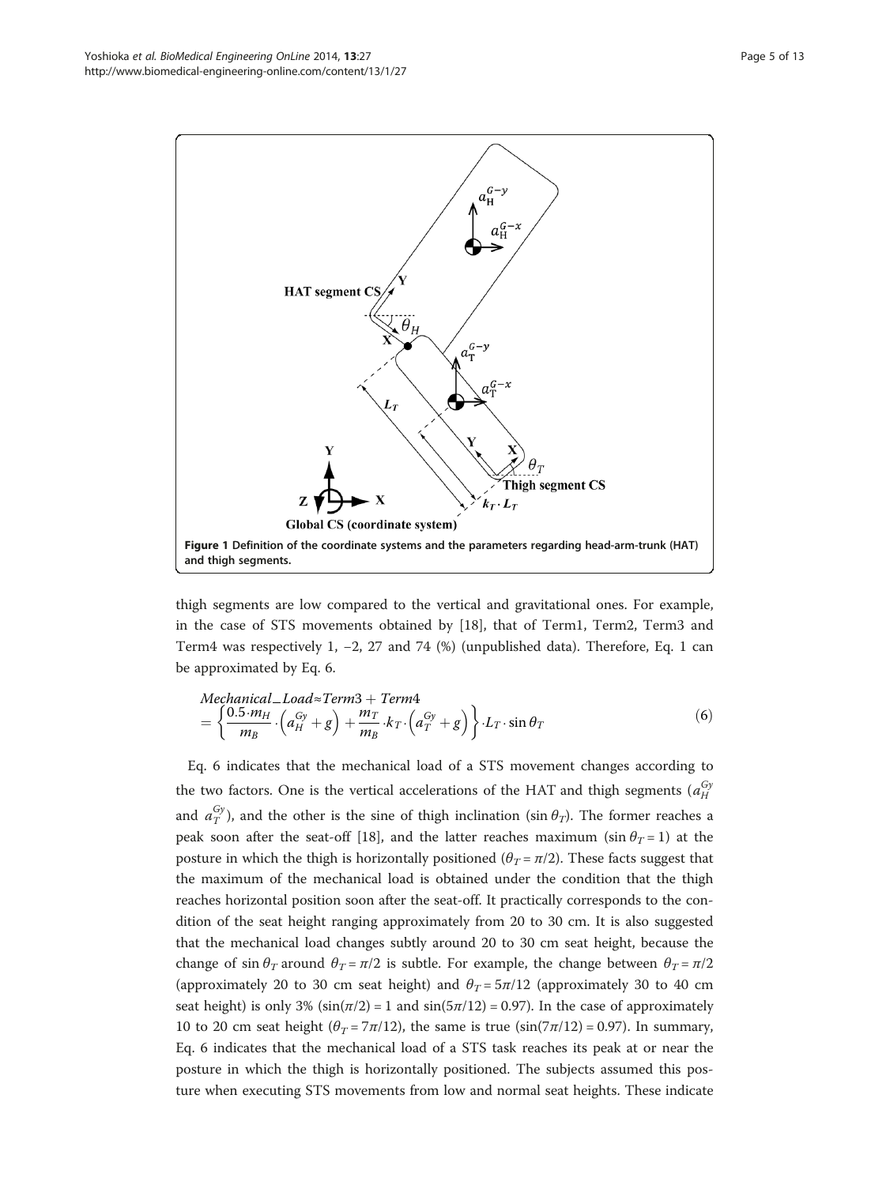**Figure 1 Definition of the coordinate systems and the parameters regarding head-arm-trunk (HAT) and thigh segments.**

thigh segments are low compared to the vertical and gravitational ones. For example, in the case of STS movements obtained by [18], that of Term1, Term2, Term3 and Term4 was respectively 1, −2, 27 and 74 (%) (unpublished data). Therefore, Eq. 1 can be approximated by Eq. 6.

$$
\begin{aligned}
&Mechanical\_Load \approx Term3 + Term4 \\
&= \left\{ \frac{0.5 \cdot m_H}{m_B} \cdot \left( a_H^{Gy} + g \right) + \frac{m_T}{m_B} \cdot k_T \cdot \left( a_T^{Gy} + g \right) \right\} \cdot L_T \cdot \sin \theta_T
\end{aligned}
\tag{6}
$$

Eq. 6 indicates that the mechanical load of a STS movement changes according to the two factors. One is the vertical accelerations of the HAT and thigh segments ($a_H^{Gy}$ and $a_T^{Gy}$), and the other is the sine of thigh inclination ($\sin \theta_T$). The former reaches a peak soon after the seat-off [18], and the latter reaches maximum ($\sin \theta_T = 1$) at the posture in which the thigh is horizontally positioned ($\theta_T = \pi/2$). These facts suggest that the maximum of the mechanical load is obtained under the condition that the thigh reaches horizontal position soon after the seat-off. It practically corresponds to the condition of the seat height ranging approximately from 20 to 30 cm. It is also suggested that the mechanical load changes subtly around 20 to 30 cm seat height, because the change of $\sin \theta_T$ around $\theta_T = \pi/2$ is subtle. For example, the change between $\theta_T = \pi/2$ (approximately 20 to 30 cm seat height) and $\theta_T = 5\pi/12$ (approximately 30 to 40 cm seat height) is only 3% ($\sin(\pi/2) = 1$ and $\sin(5\pi/12) = 0.97$). In the case of approximately 10 to 20 cm seat height ($\theta_T = 7\pi/12$), the same is true ($\sin(7\pi/12) = 0.97$). In summary, Eq. 6 indicates that the mechanical load of a STS task reaches its peak at or near the posture in which the thigh is horizontally positioned. The subjects assumed this posture when executing STS movements from low and normal seat heights. These indicate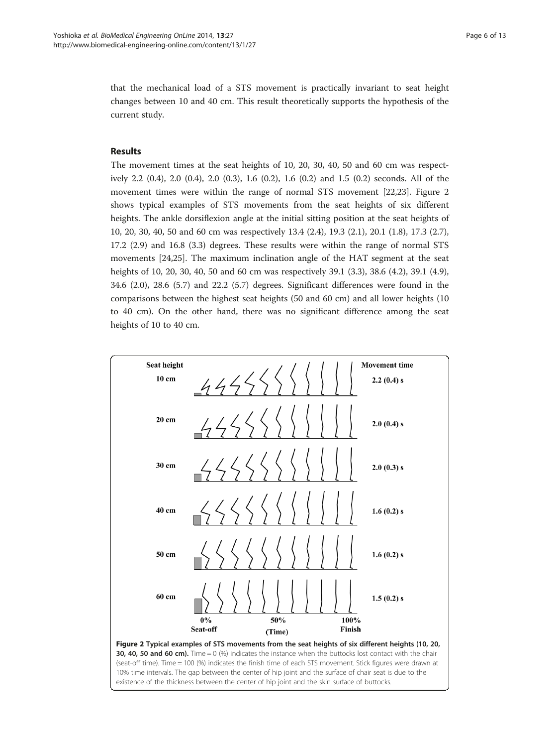that the mechanical load of a STS movement is practically invariant to seat height changes between 10 and 40 cm. This result theoretically supports the hypothesis of the current study.

## Results

The movement times at the seat heights of 10, 20, 30, 40, 50 and 60 cm was respectively 2.2 (0.4), 2.0 (0.4), 2.0 (0.3), 1.6 (0.2), 1.6 (0.2) and 1.5 (0.2) seconds. All of the movement times were within the range of normal STS movement [22,23]. Figure 2 shows typical examples of STS movements from the seat heights of six different heights. The ankle dorsiflexion angle at the initial sitting position at the seat heights of 10, 20, 30, 40, 50 and 60 cm was respectively 13.4 (2.4), 19.3 (2.1), 20.1 (1.8), 17.3 (2.7), 17.2 (2.9) and 16.8 (3.3) degrees. These results were within the range of normal STS movements [24,25]. The maximum inclination angle of the HAT segment at the seat heights of 10, 20, 30, 40, 50 and 60 cm was respectively 39.1 (3.3), 38.6 (4.2), 39.1 (4.9), 34.6 (2.0), 28.6 (5.7) and 22.2 (5.7) degrees. Significant differences were found in the comparisons between the highest seat heights (50 and 60 cm) and all lower heights (10 to 40 cm). On the other hand, there was no significant difference among the seat heights of 10 to 40 cm.

**Figure 2 Typical examples of STS movements from the seat heights of six different heights (10, 20, 30, 40, 50 and 60 cm).** Time = 0 (%) indicates the instance when the buttocks lost contact with the chair (seat-off time). Time = 100 (%) indicates the finish time of each STS movement. Stick figures were drawn at 10% time intervals. The gap between the center of hip joint and the surface of chair seat is due to the existence of the thickness between the center of hip joint and the skin surface of buttocks.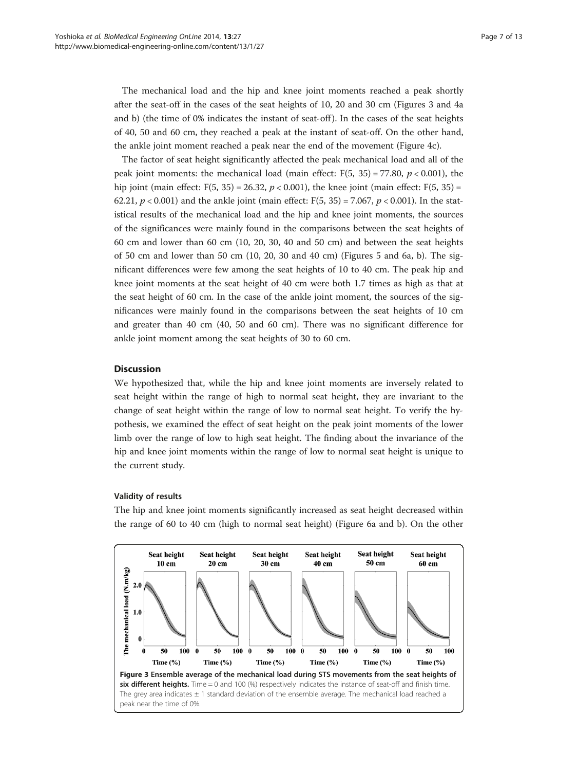The mechanical load and the hip and knee joint moments reached a peak shortly after the seat-off in the cases of the seat heights of 10, 20 and 30 cm (Figures 3 and 4a and b) (the time of 0% indicates the instant of seat-off). In the cases of the seat heights of 40, 50 and 60 cm, they reached a peak at the instant of seat-off. On the other hand, the ankle joint moment reached a peak near the end of the movement (Figure 4c).

The factor of seat height significantly affected the peak mechanical load and all of the peak joint moments: the mechanical load (main effect: $F(5, 35) = 77.80$, $p < 0.001$), the hip joint (main effect: $F(5, 35) = 26.32$, $p < 0.001$), the knee joint (main effect: $F(5, 35) = 62.21$, $p < 0.001$) and the ankle joint (main effect: $F(5, 35) = 7.067$, $p < 0.001$). In the statistical results of the mechanical load and the hip and knee joint moments, the sources of the significances were mainly found in the comparisons between the seat heights of 60 cm and lower than 60 cm (10, 20, 30, 40 and 50 cm) and between the seat heights of 50 cm and lower than 50 cm (10, 20, 30 and 40 cm) (Figures 5 and 6a, b). The significant differences were few among the seat heights of 10 to 40 cm. The peak hip and knee joint moments at the seat height of 40 cm were both 1.7 times as high as that at the seat height of 60 cm. In the case of the ankle joint moment, the sources of the significances were mainly found in the comparisons between the seat heights of 10 cm and greater than 40 cm (40, 50 and 60 cm). There was no significant difference for ankle joint moment among the seat heights of 30 to 60 cm.

## Discussion

We hypothesized that, while the hip and knee joint moments are inversely related to seat height within the range of high to normal seat height, they are invariant to the change of seat height within the range of low to normal seat height. To verify the hypothesis, we examined the effect of seat height on the peak joint moments of the lower limb over the range of low to high seat height. The finding about the invariance of the hip and knee joint moments within the range of low to normal seat height is unique to the current study.

### Validity of results

The hip and knee joint moments significantly increased as seat height decreased within the range of 60 to 40 cm (high to normal seat height) (Figure 6a and b). On the other

**Figure 3 Ensemble average of the mechanical load during STS movements from the seat heights of six different heights.** Time = 0 and 100 (%) respectively indicates the instance of seat-off and finish time. The grey area indicates ± 1 standard deviation of the ensemble average. The mechanical load reached a peak near the time of 0%.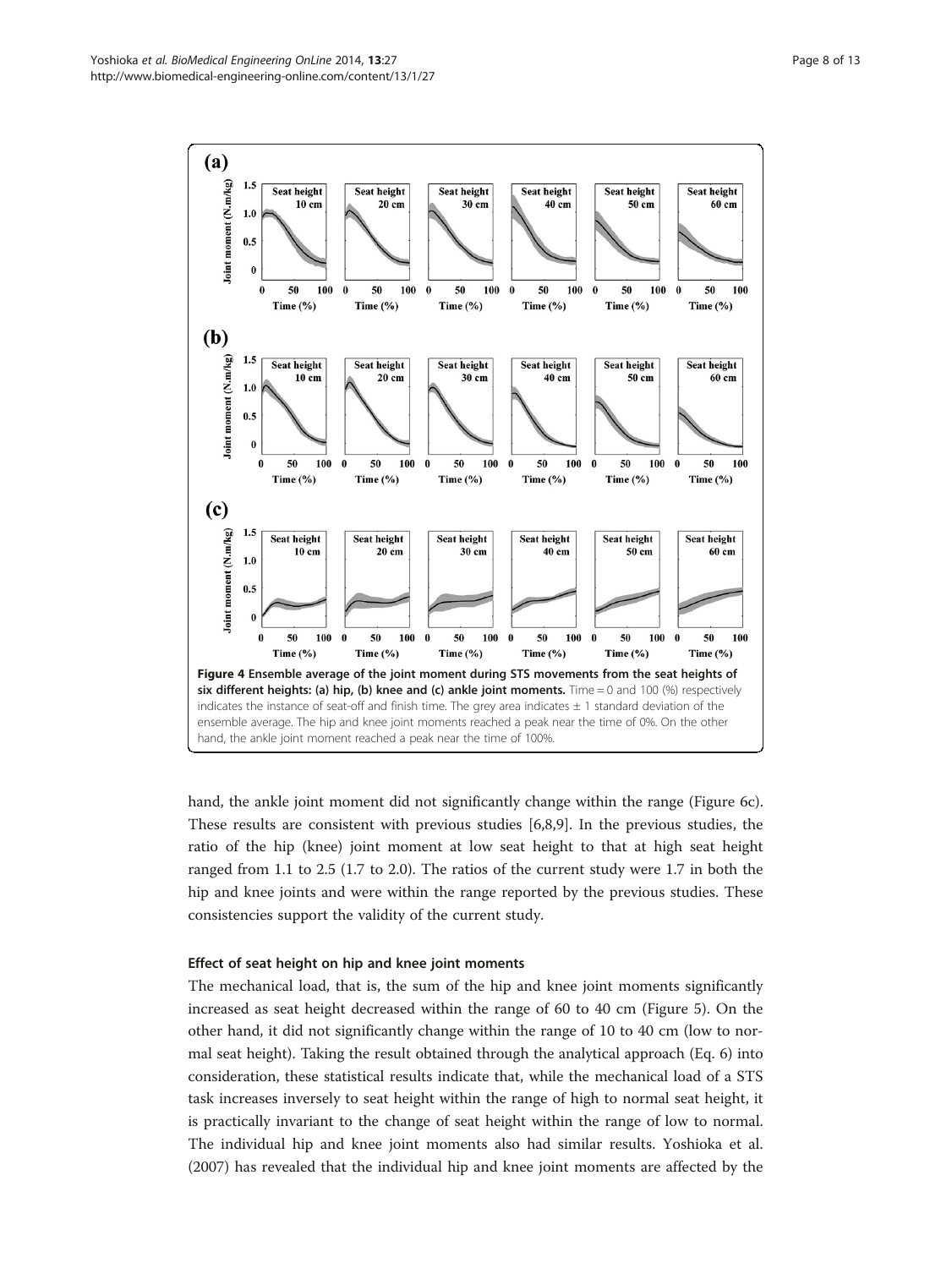**Figure 4 Ensemble average of the joint moment during STS movements from the seat heights of six different heights: (a) hip, (b) knee and (c) ankle joint moments.** Time = 0 and 100 (%) respectively indicates the instance of seat-off and finish time. The grey area indicates ± 1 standard deviation of the ensemble average. The hip and knee joint moments reached a peak near the time of 0%. On the other hand, the ankle joint moment reached a peak near the time of 100%.

hand, the ankle joint moment did not significantly change within the range (Figure 6c). These results are consistent with previous studies [6,8,9]. In the previous studies, the ratio of the hip (knee) joint moment at low seat height to that at high seat height ranged from 1.1 to 2.5 (1.7 to 2.0). The ratios of the current study were 1.7 in both the hip and knee joints and were within the range reported by the previous studies. These consistencies support the validity of the current study.

#### Effect of seat height on hip and knee joint moments

The mechanical load, that is, the sum of the hip and knee joint moments significantly increased as seat height decreased within the range of 60 to 40 cm (Figure 5). On the other hand, it did not significantly change within the range of 10 to 40 cm (low to normal seat height). Taking the result obtained through the analytical approach (Eq. 6) into consideration, these statistical results indicate that, while the mechanical load of a STS task increases inversely to seat height within the range of high to normal seat height, it is practically invariant to the change of seat height within the range of low to normal. The individual hip and knee joint moments also had similar results. Yoshioka et al. (2007) has revealed that the individual hip and knee joint moments are affected by the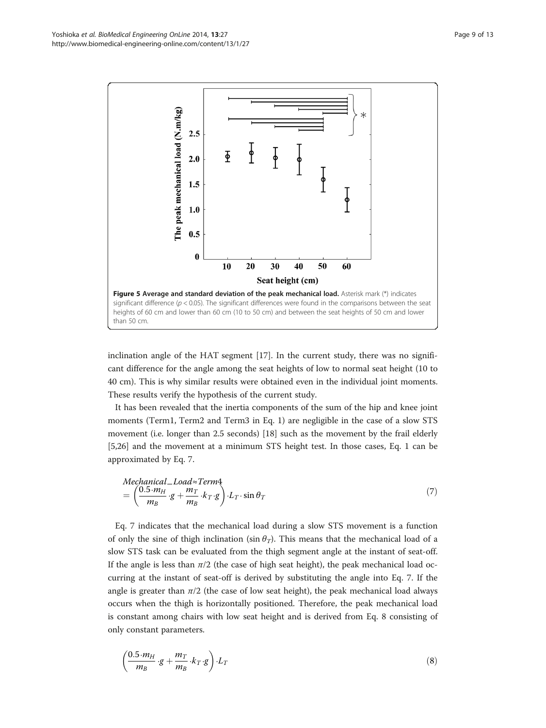**Figure 5 Average and standard deviation of the peak mechanical load.** Asterisk mark (*) indicates significant difference ($p < 0.05$). The significant differences were found in the comparisons between the seat heights of 60 cm and lower than 60 cm (10 to 50 cm) and between the seat heights of 50 cm and lower than 50 cm.

inclination angle of the HAT segment [17]. In the current study, there was no significant difference for the angle among the seat heights of low to normal seat height (10 to 40 cm). This is why similar results were obtained even in the individual joint moments. These results verify the hypothesis of the current study.

It has been revealed that the inertia components of the sum of the hip and knee joint moments (Term1, Term2 and Term3 in Eq. 1) are negligible in the case of a slow STS movement (i.e. longer than 2.5 seconds) [18] such as the movement by the frail elderly [5,26] and the movement at a minimum STS height test. In those cases, Eq. 1 can be approximated by Eq. 7.

$$
\begin{aligned}
&Mechanical\_Load \approx Term4 \\
&= \left(\frac{0.5 \cdot m_H}{m_B} \cdot g + \frac{m_T}{m_B} \cdot k_T \cdot g\right) \cdot L_T \cdot \sin\theta_T
\end{aligned}
\tag{7}
$$

Eq. 7 indicates that the mechanical load during a slow STS movement is a function of only the sine of thigh inclination ($\sin\theta_T$). This means that the mechanical load of a slow STS task can be evaluated from the thigh segment angle at the instant of seat-off. If the angle is less than $\pi/2$ (the case of high seat height), the peak mechanical load occurring at the instant of seat-off is derived by substituting the angle into Eq. 7. If the angle is greater than $\pi/2$ (the case of low seat height), the peak mechanical load always occurs when the thigh is horizontally positioned. Therefore, the peak mechanical load is constant among chairs with low seat height and is derived from Eq. 8 consisting of only constant parameters.

$$
\left(\frac{0.5 \cdot m_H}{m_B} \cdot g + \frac{m_T}{m_B} \cdot k_T \cdot g\right) \cdot L_T
\tag{8}
$$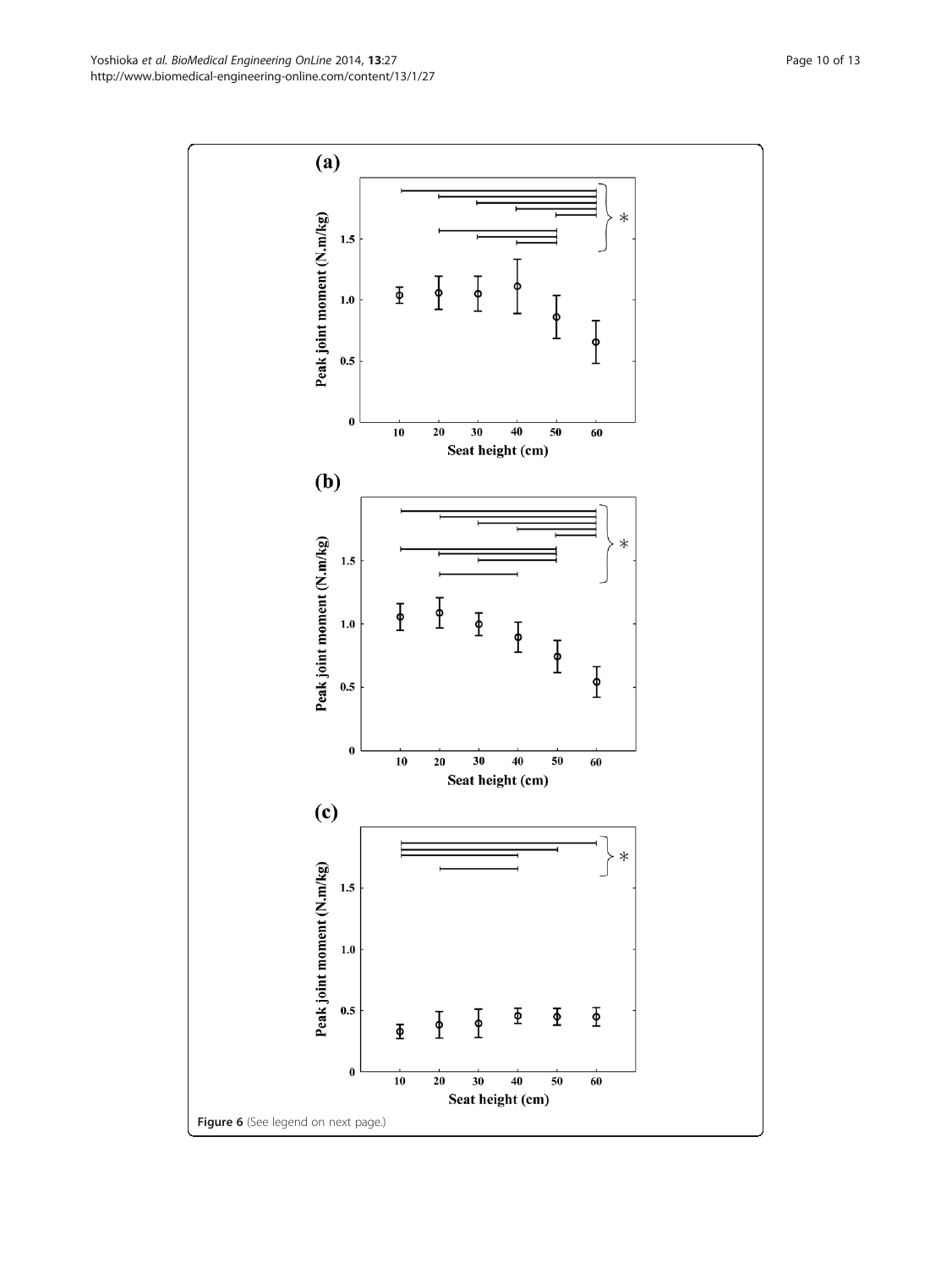**Figure 6** (See legend on next page.)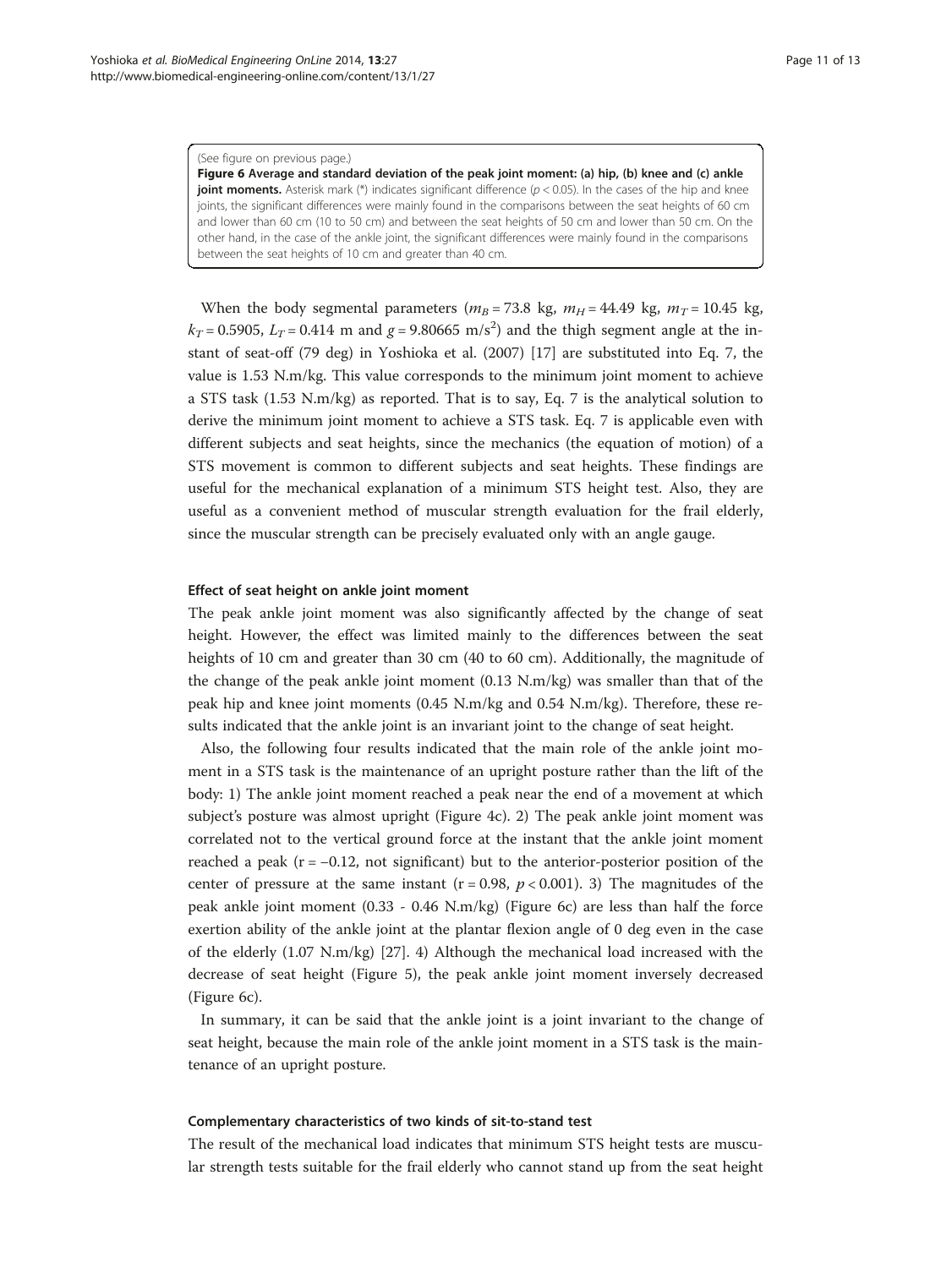(See figure on previous page.)

**Figure 6 Average and standard deviation of the peak joint moment: (a) hip, (b) knee and (c) ankle joint moments.** Asterisk mark (*) indicates significant difference ($p < 0.05$). In the cases of the hip and knee joints, the significant differences were mainly found in the comparisons between the seat heights of 60 cm and lower than 60 cm (10 to 50 cm) and between the seat heights of 50 cm and lower than 50 cm. On the other hand, in the case of the ankle joint, the significant differences were mainly found in the comparisons between the seat heights of 10 cm and greater than 40 cm.

When the body segmental parameters ($m_B = 73.8$ kg, $m_H = 44.49$ kg, $m_T = 10.45$ kg, $k_T = 0.5905$, $L_T = 0.414$ m and $g = 9.80665$ m/s$^2$) and the thigh segment angle at the instant of seat-off (79 deg) in Yoshioka et al. (2007) [17] are substituted into Eq. 7, the value is 1.53 N.m/kg. This value corresponds to the minimum joint moment to achieve a STS task (1.53 N.m/kg) as reported. That is to say, Eq. 7 is the analytical solution to derive the minimum joint moment to achieve a STS task. Eq. 7 is applicable even with different subjects and seat heights, since the mechanics (the equation of motion) of a STS movement is common to different subjects and seat heights. These findings are useful for the mechanical explanation of a minimum STS height test. Also, they are useful as a convenient method of muscular strength evaluation for the frail elderly, since the muscular strength can be precisely evaluated only with an angle gauge.

#### Effect of seat height on ankle joint moment

The peak ankle joint moment was also significantly affected by the change of seat height. However, the effect was limited mainly to the differences between the seat heights of 10 cm and greater than 30 cm (40 to 60 cm). Additionally, the magnitude of the change of the peak ankle joint moment (0.13 N.m/kg) was smaller than that of the peak hip and knee joint moments (0.45 N.m/kg and 0.54 N.m/kg). Therefore, these results indicated that the ankle joint is an invariant joint to the change of seat height.

Also, the following four results indicated that the main role of the ankle joint moment in a STS task is the maintenance of an upright posture rather than the lift of the body: 1) The ankle joint moment reached a peak near the end of a movement at which subject's posture was almost upright (Figure 4c). 2) The peak ankle joint moment was correlated not to the vertical ground force at the instant that the ankle joint moment reached a peak ($r = -0.12$, not significant) but to the anterior-posterior position of the center of pressure at the same instant ($r = 0.98$, $p < 0.001$). 3) The magnitudes of the peak ankle joint moment (0.33 - 0.46 N.m/kg) (Figure 6c) are less than half the force exertion ability of the ankle joint at the plantar flexion angle of 0 deg even in the case of the elderly (1.07 N.m/kg) [27]. 4) Although the mechanical load increased with the decrease of seat height (Figure 5), the peak ankle joint moment inversely decreased (Figure 6c).

In summary, it can be said that the ankle joint is a joint invariant to the change of seat height, because the main role of the ankle joint moment in a STS task is the maintenance of an upright posture.

#### Complementary characteristics of two kinds of sit-to-stand test

The result of the mechanical load indicates that minimum STS height tests are muscular strength tests suitable for the frail elderly who cannot stand up from the seat height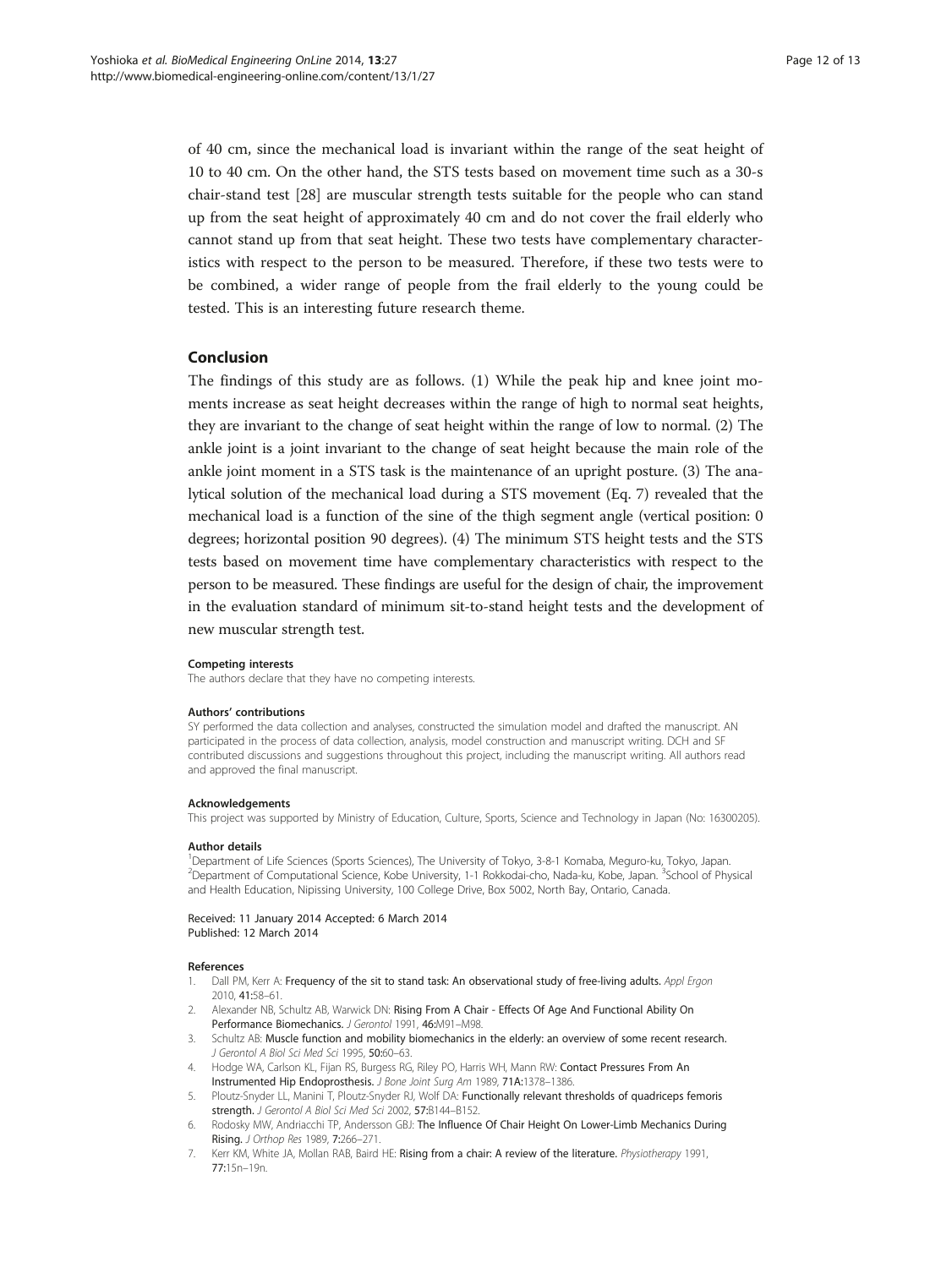of 40 cm, since the mechanical load is invariant within the range of the seat height of 10 to 40 cm. On the other hand, the STS tests based on movement time such as a 30-s chair-stand test [28] are muscular strength tests suitable for the people who can stand up from the seat height of approximately 40 cm and do not cover the frail elderly who cannot stand up from that seat height. These two tests have complementary characteristics with respect to the person to be measured. Therefore, if these two tests were to be combined, a wider range of people from the frail elderly to the young could be tested. This is an interesting future research theme.

## Conclusion

The findings of this study are as follows. (1) While the peak hip and knee joint moments increase as seat height decreases within the range of high to normal seat heights, they are invariant to the change of seat height within the range of low to normal. (2) The ankle joint is a joint invariant to the change of seat height because the main role of the ankle joint moment in a STS task is the maintenance of an upright posture. (3) The analytical solution of the mechanical load during a STS movement (Eq. 7) revealed that the mechanical load is a function of the sine of the thigh segment angle (vertical position: 0 degrees; horizontal position 90 degrees). (4) The minimum STS height tests and the STS tests based on movement time have complementary characteristics with respect to the person to be measured. These findings are useful for the design of chair, the improvement in the evaluation standard of minimum sit-to-stand height tests and the development of new muscular strength test.

#### Competing interests

The authors declare that they have no competing interests.

#### Authors' contributions

SY performed the data collection and analyses, constructed the simulation model and drafted the manuscript. AN participated in the process of data collection, analysis, model construction and manuscript writing. DCH and SF contributed discussions and suggestions throughout this project, including the manuscript writing. All authors read and approved the final manuscript.

#### Acknowledgements

This project was supported by Ministry of Education, Culture, Sports, Science and Technology in Japan (No: 16300205).

#### Author details

[1]Department of Life Sciences (Sports Sciences), The University of Tokyo, 3-8-1 Komaba, Meguro-ku, Tokyo, Japan. [2]Department of Computational Science, Kobe University, 1-1 Rokkodai-cho, Nada-ku, Kobe, Japan. [3]School of Physical and Health Education, Nipissing University, 100 College Drive, Box 5002, North Bay, Ontario, Canada.

Received: 11 January 2014 Accepted: 6 March 2014
Published: 12 March 2014

#### References

1. Dall PM, Kerr A: **Frequency of the sit to stand task: An observational study of free-living adults.** *Appl Ergon* 2010, **41:**58–61.
2. Alexander NB, Schultz AB, Warwick DN: **Rising From A Chair - Effects Of Age And Functional Ability On Performance Biomechanics.** *J Gerontol* 1991, **46:**M91–M98.
3. Schultz AB: **Muscle function and mobility biomechanics in the elderly: an overview of some recent research.** *J Gerontol A Biol Sci Med Sci* 1995, **50:**60–63.
4. Hodge WA, Carlson KL, Fijan RS, Burgess RG, Riley PO, Harris WH, Mann RW: **Contact Pressures From An Instrumented Hip Endoprosthesis.** *J Bone Joint Surg Am* 1989, **71A:**1378–1386.
5. Ploutz-Snyder LL, Manini T, Ploutz-Snyder RJ, Wolf DA: **Functionally relevant thresholds of quadriceps femoris strength.** *J Gerontol A Biol Sci Med Sci* 2002, **57:**B144–B152.
6. Rodosky MW, Andriacchi TP, Andersson GBJ: **The Influence Of Chair Height On Lower-Limb Mechanics During Rising.** *J Orthop Res* 1989, **7:**266–271.
7. Kerr KM, White JA, Mollan RAB, Baird HE: **Rising from a chair: A review of the literature.** *Physiotherapy* 1991, **77:**15n–19n.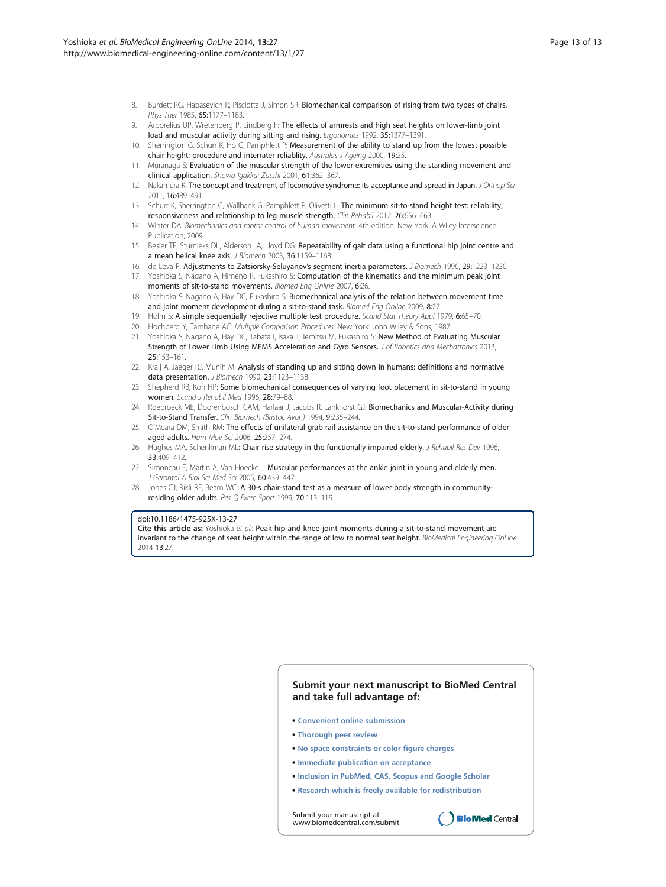8. Burdett RG, Habasevich R, Pisciotta J, Simon SR: **Biomechanical comparison of rising from two types of chairs.** *Phys Ther* 1985, **65**:1177–1183.
9. Arborelius UP, Wretenberg P, Lindberg F: **The effects of armrests and high seat heights on lower-limb joint load and muscular activity during sitting and rising.** *Ergonomics* 1992, **35**:1377–1391.
10. Sherrington G, Schurr K, Ho G, Pamphlett P: **Measurement of the ability to stand up from the lowest possible chair height: procedure and interrater reliablity.** *Australas J Ageing* 2000, **19**:25.
11. Muranaga S: **Evaluation of the muscular strength of the lower extremities using the standing movement and clinical application.** *Showa Igakkai Zasshi* 2001, **61**:362–367.
12. Nakamura K: **The concept and treatment of locomotive syndrome: its acceptance and spread in Japan.** *J Orthop Sci* 2011, **16**:489–491.
13. Schurr K, Sherrington C, Wallbank G, Pamphlett P, Olivetti L: **The minimum sit-to-stand height test: reliability, responsiveness and relationship to leg muscle strength.** *Clin Rehabil* 2012, **26**:656–663.
14. Winter DA: *Biomechanics and motor control of human movement.* 4th edition. New York: A Wiley-Interscience Publication; 2009.
15. Besier TF, Sturnieks DL, Alderson JA, Lloyd DG: **Repeatability of gait data using a functional hip joint centre and a mean helical knee axis.** *J Biomech* 2003, **36**:1159–1168.
16. de Leva P: **Adjustments to Zatsiorsky-Seluyanov's segment inertia parameters.** *J Biomech* 1996, **29**:1223–1230.
17. Yoshioka S, Nagano A, Himeno R, Fukashiro S: **Computation of the kinematics and the minimum peak joint moments of sit-to-stand movements.** *Biomed Eng Online* 2007, **6**:26.
18. Yoshioka S, Nagano A, Hay DC, Fukashiro S: **Biomechanical analysis of the relation between movement time and joint moment development during a sit-to-stand task.** *Biomed Eng Online* 2009, **8**:27.
19. Holm S: **A simple sequentially rejective multiple test procedure.** *Scand Stat Theory Appl* 1979, **6**:65–70.
20. Hochberg Y, Tamhane AC: *Multiple Comparison Procedures.* New York: John Wiley & Sons; 1987.
21. Yoshioka S, Nagano A, Hay DC, Tabata I, Isaka T, Iemitsu M, Fukashiro S: **New Method of Evaluating Muscular Strength of Lower Limb Using MEMS Acceleration and Gyro Sensors.** *J of Robotics and Mechatronics* 2013, **25**:153–161.
22. Kralj A, Jaeger RJ, Munih M: **Analysis of standing up and sitting down in humans: definitions and normative data presentation.** *J Biomech* 1990, **23**:1123–1138.
23. Shepherd RB, Koh HP: **Some biomechanical consequences of varying foot placement in sit-to-stand in young women.** *Scand J Rehabil Med* 1996, **28**:79–88.
24. Roebroeck ME, Doorenbosch CAM, Harlaar J, Jacobs R, Lankhorst GJ: **Biomechanics and Muscular-Activity during Sit-to-Stand Transfer.** *Clin Biomech (Bristol, Avon)* 1994, **9**:235–244.
25. O'Meara DM, Smith RM: **The effects of unilateral grab rail assistance on the sit-to-stand performance of older aged adults.** *Hum Mov Sci* 2006, **25**:257–274.
26. Hughes MA, Schenkman ML: **Chair rise strategy in the functionally impaired elderly.** *J Rehabil Res Dev* 1996, **33**:409–412.
27. Simoneau E, Martin A, Van Hoecke J: **Muscular performances at the ankle joint in young and elderly men.** *J Gerontol A Biol Sci Med Sci* 2005, **60**:439–447.
28. Jones CJ, Rikli RE, Beam WC: **A 30-s chair-stand test as a measure of lower body strength in community-residing older adults.** *Res Q Exerc Sport* 1999, **70**:113–119.

doi:10.1186/1475-925X-13-27
**Cite this article as:** Yoshioka *et al.*: Peak hip and knee joint moments during a sit-to-stand movement are invariant to the change of seat height within the range of low to normal seat height. *BioMedical Engineering OnLine* 2014 **13**:27.

**Submit your next manuscript to BioMed Central and take full advantage of:**

- **Convenient online submission**
- **Thorough peer review**
- **No space constraints or color figure charges**
- **Immediate publication on acceptance**
- **Inclusion in PubMed, CAS, Scopus and Google Scholar**
- **Research which is freely available for redistribution**

Submit your manuscript at
www.biomedcentral.com/submit

BioMed Central